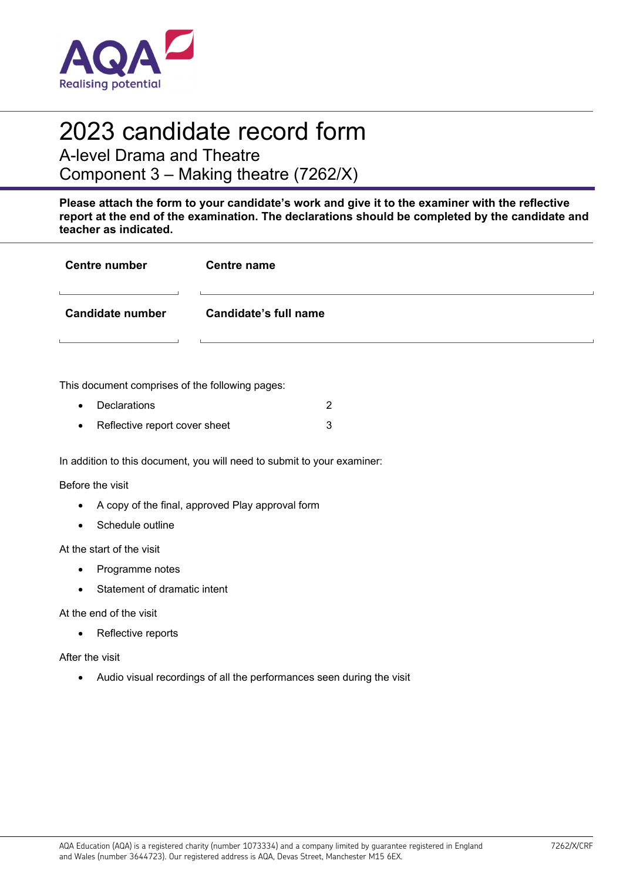# 2023 candidate record form

## A-level Drama and Theatre
## Component 3 – Making theatre (7262/X)

**Please attach the form to your candidate's work and give it to the examiner with the reflective report at the end of the examination. The declarations should be completed by the candidate and teacher as indicated.**

| **Centre number** | **Centre name** |
|---|---|
| | |
| **Candidate number** | **Candidate's full name** |
| | |

This document comprises of the following pages:

- Declarations 2
- Reflective report cover sheet 3

In addition to this document, you will need to submit to your examiner:

Before the visit

- A copy of the final, approved Play approval form
- Schedule outline

At the start of the visit

- Programme notes
- Statement of dramatic intent

At the end of the visit

- Reflective reports

After the visit

- Audio visual recordings of all the performances seen during the visit

AQA Education (AQA) is a registered charity (number 1073334) and a company limited by guarantee registered in England and Wales (number 3644723). Our registered address is AQA, Devas Street, Manchester M15 6EX.

7262/X/CRF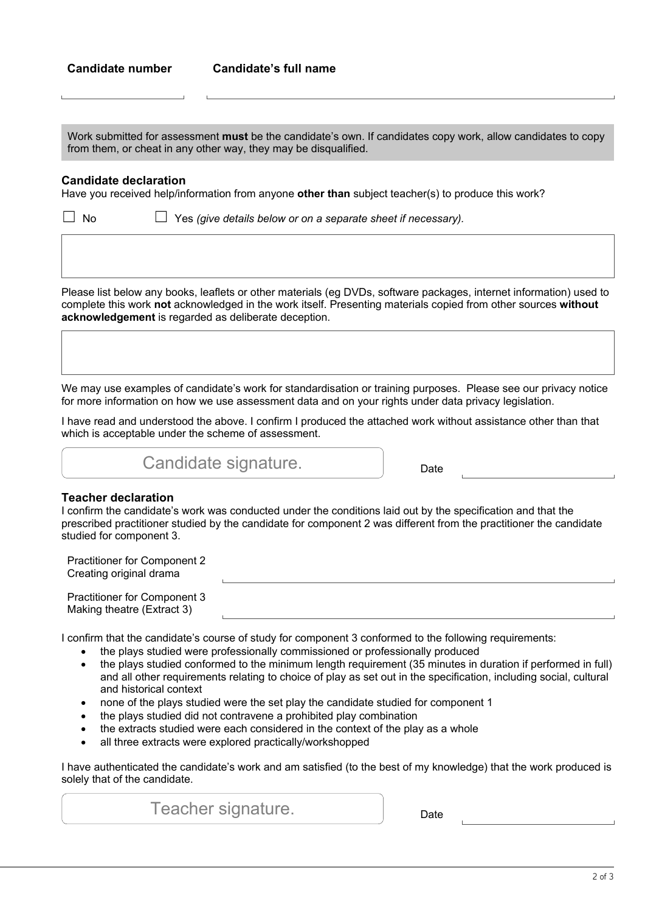**Candidate number** | **Candidate's full name**

Work submitted for assessment **must** be the candidate's own. If candidates copy work, allow candidates to copy from them, or cheat in any other way, they may be disqualified.

### Candidate declaration

Have you received help/information from anyone **other than** subject teacher(s) to produce this work?

☐ No ☐ Yes *(give details below or on a separate sheet if necessary).*

Please list below any books, leaflets or other materials (eg DVDs, software packages, internet information) used to complete this work **not** acknowledged in the work itself. Presenting materials copied from other sources **without acknowledgement** is regarded as deliberate deception.

We may use examples of candidate's work for standardisation or training purposes. Please see our privacy notice for more information on how we use assessment data and on your rights under data privacy legislation.

I have read and understood the above. I confirm I produced the attached work without assistance other than that which is acceptable under the scheme of assessment.

Candidate signature. Date

### Teacher declaration

I confirm the candidate's work was conducted under the conditions laid out by the specification and that the prescribed practitioner studied by the candidate for component 2 was different from the practitioner the candidate studied for component 3.

Practitioner for Component 2
Creating original drama

Practitioner for Component 3
Making theatre (Extract 3)

I confirm that the candidate's course of study for component 3 conformed to the following requirements:

- the plays studied were professionally commissioned or professionally produced
- the plays studied conformed to the minimum length requirement (35 minutes in duration if performed in full) and all other requirements relating to choice of play as set out in the specification, including social, cultural and historical context
- none of the plays studied were the set play the candidate studied for component 1
- the plays studied did not contravene a prohibited play combination
- the extracts studied were each considered in the context of the play as a whole
- all three extracts were explored practically/workshopped

I have authenticated the candidate's work and am satisfied (to the best of my knowledge) that the work produced is solely that of the candidate.

Teacher signature. Date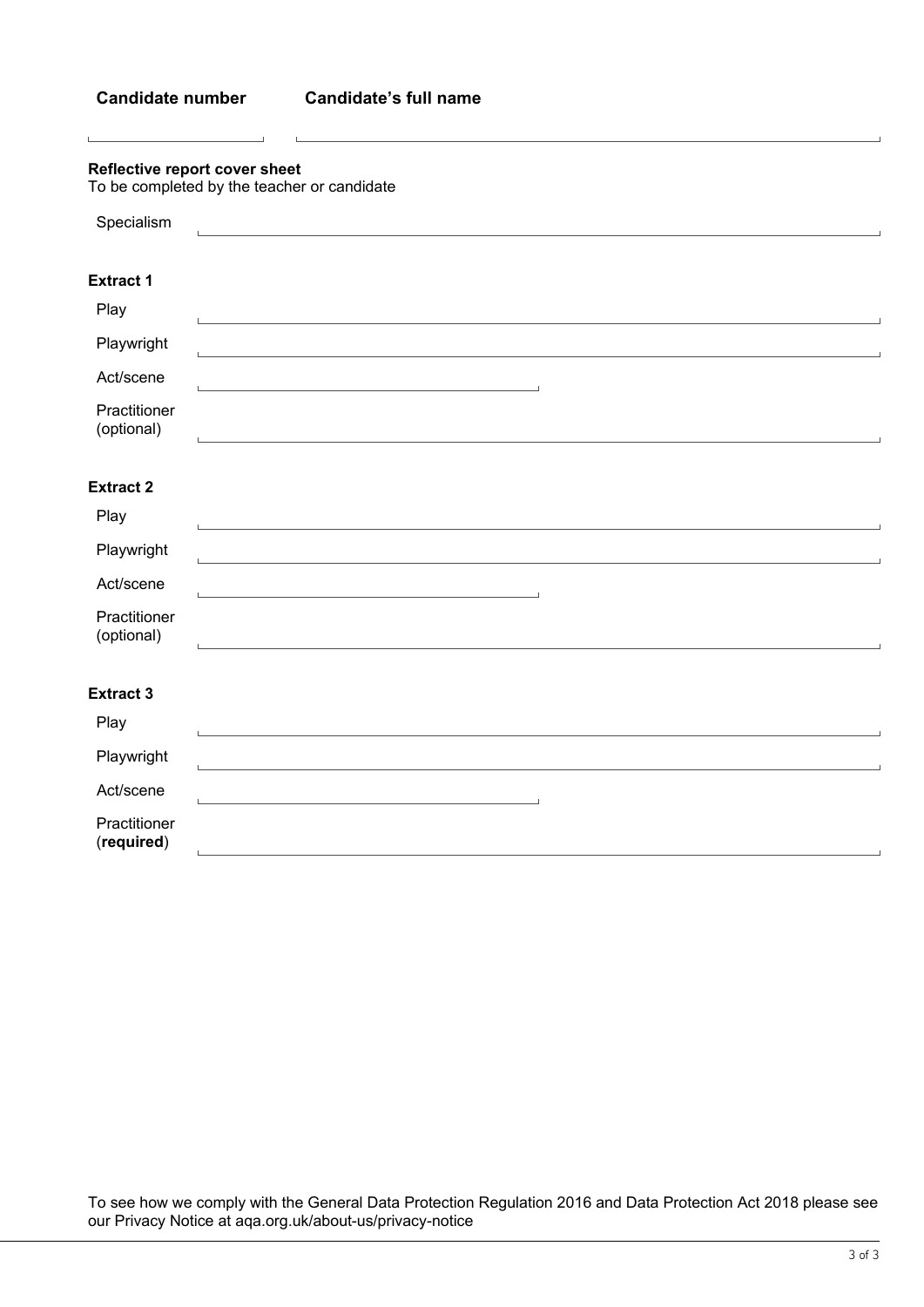**Candidate number** **Candidate's full name**

**Reflective report cover sheet**
To be completed by the teacher or candidate

Specialism

**Extract 1**

Play

Playwright

Act/scene

Practitioner (optional)

**Extract 2**

Play

Playwright

Act/scene

Practitioner (optional)

**Extract 3**

Play

Playwright

Act/scene

Practitioner (**required**)

To see how we comply with the General Data Protection Regulation 2016 and Data Protection Act 2018 please see our Privacy Notice at aqa.org.uk/about-us/privacy-notice